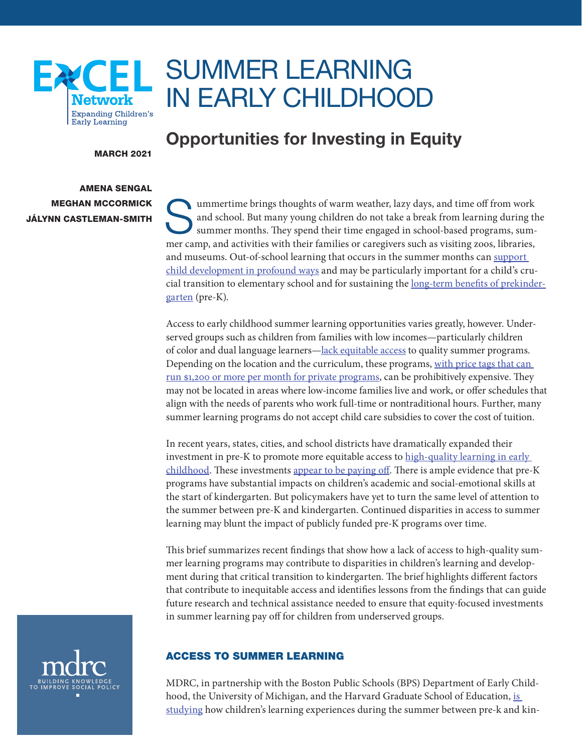EXCEL Network
Expanding Children's Early Learning

# SUMMER LEARNING IN EARLY CHILDHOOD

## Opportunities for Investing in Equity

**MARCH 2021**

**AMENA SENGAL**
**MEGHAN MCCORMICK**
**JÁLYNN CASTLEMAN-SMITH**

Summertime brings thoughts of warm weather, lazy days, and time off from work and school. But many young children do not take a break from learning during the summer months. They spend their time engaged in school-based programs, summer camp, and activities with their families or caregivers such as visiting zoos, libraries, and museums. Out-of-school learning that occurs in the summer months can support child development in profound ways and may be particularly important for a child's crucial transition to elementary school and for sustaining the long-term benefits of prekindergarten (pre-K).

Access to early childhood summer learning opportunities varies greatly, however. Underserved groups such as children from families with low incomes—particularly children of color and dual language learners—lack equitable access to quality summer programs. Depending on the location and the curriculum, these programs, with price tags that can run $1,200 or more per month for private programs, can be prohibitively expensive. They may not be located in areas where low-income families live and work, or offer schedules that align with the needs of parents who work full-time or nontraditional hours. Further, many summer learning programs do not accept child care subsidies to cover the cost of tuition.

In recent years, states, cities, and school districts have dramatically expanded their investment in pre-K to promote more equitable access to high-quality learning in early childhood. These investments appear to be paying off. There is ample evidence that pre-K programs have substantial impacts on children's academic and social-emotional skills at the start of kindergarten. But policymakers have yet to turn the same level of attention to the summer between pre-K and kindergarten. Continued disparities in access to summer learning may blunt the impact of publicly funded pre-K programs over time.

This brief summarizes recent findings that show how a lack of access to high-quality summer learning programs may contribute to disparities in children's learning and development during that critical transition to kindergarten. The brief highlights different factors that contribute to inequitable access and identifies lessons from the findings that can guide future research and technical assistance needed to ensure that equity-focused investments in summer learning pay off for children from underserved groups.

### ACCESS TO SUMMER LEARNING

MDRC, in partnership with the Boston Public Schools (BPS) Department of Early Childhood, the University of Michigan, and the Harvard Graduate School of Education, is studying how children's learning experiences during the summer between pre-k and kin-

mdrc
BUILDING KNOWLEDGE TO IMPROVE SOCIAL POLICY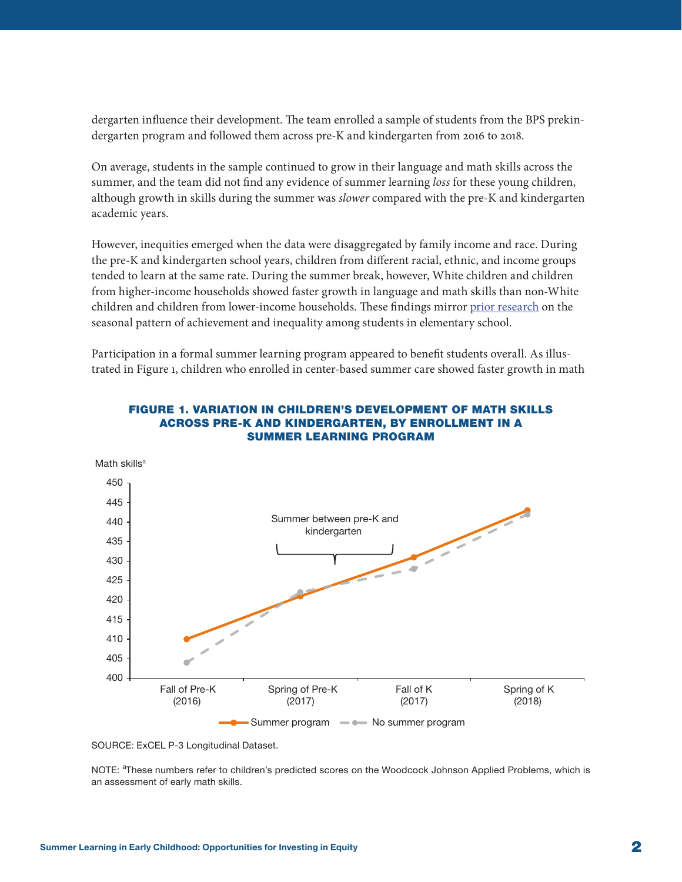dergarten influence their development. The team enrolled a sample of students from the BPS prekindergarten program and followed them across pre-K and kindergarten from 2016 to 2018.

On average, students in the sample continued to grow in their language and math skills across the summer, and the team did not find any evidence of summer learning *loss* for these young children, although growth in skills during the summer was *slower* compared with the pre-K and kindergarten academic years.

However, inequities emerged when the data were disaggregated by family income and race. During the pre-K and kindergarten school years, children from different racial, ethnic, and income groups tended to learn at the same rate. During the summer break, however, White children and children from higher-income households showed faster growth in language and math skills than non-White children and children from lower-income households. These findings mirror prior research on the seasonal pattern of achievement and inequality among students in elementary school.

Participation in a formal summer learning program appeared to benefit students overall. As illustrated in Figure 1, children who enrolled in center-based summer care showed faster growth in math

**FIGURE 1. VARIATION IN CHILDREN'S DEVELOPMENT OF MATH SKILLS ACROSS PRE-K AND KINDERGARTEN, BY ENROLLMENT IN A SUMMER LEARNING PROGRAM**

Math skills[a]

| | Fall of Pre-K (2016) | Spring of Pre-K (2017) | Fall of K (2017) | Spring of K (2018) |
|---|---|---|---|---|
| Summer program | 410 | 421 | 431 | 443 |
| No summer program | 404 | 422 | 428 | 442 |

Summer between pre-K and kindergarten

SOURCE: ExCEL P-3 Longitudinal Dataset.

NOTE: [a]These numbers refer to children's predicted scores on the Woodcock Johnson Applied Problems, which is an assessment of early math skills.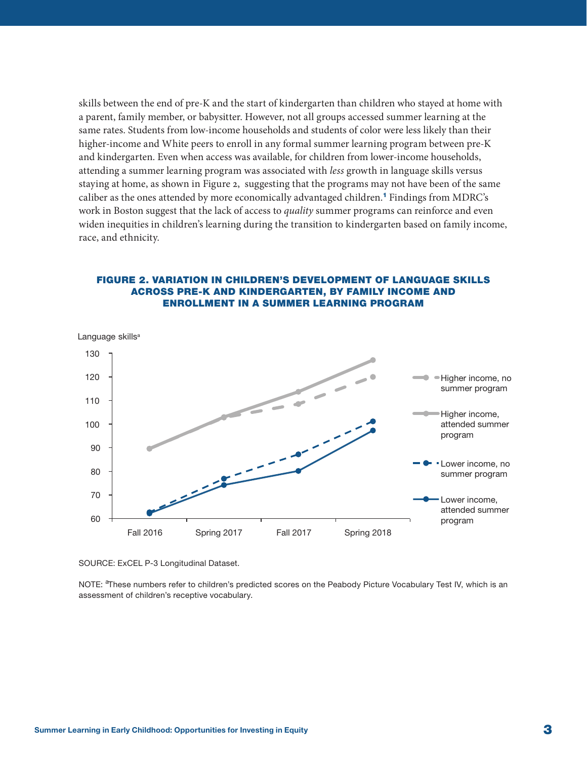skills between the end of pre-K and the start of kindergarten than children who stayed at home with a parent, family member, or babysitter. However, not all groups accessed summer learning at the same rates. Students from low-income households and students of color were less likely than their higher-income and White peers to enroll in any formal summer learning program between pre-K and kindergarten. Even when access was available, for children from lower-income households, attending a summer learning program was associated with *less* growth in language skills versus staying at home, as shown in Figure 2, suggesting that the programs may not have been of the same caliber as the ones attended by more economically advantaged children.[1] Findings from MDRC's work in Boston suggest that the lack of access to *quality* summer programs can reinforce and even widen inequities in children's learning during the transition to kindergarten based on family income, race, and ethnicity.

**FIGURE 2. VARIATION IN CHILDREN'S DEVELOPMENT OF LANGUAGE SKILLS ACROSS PRE-K AND KINDERGARTEN, BY FAMILY INCOME AND ENROLLMENT IN A SUMMER LEARNING PROGRAM**

Language skills[a]

| | Fall 2016 | Spring 2017 | Fall 2017 | Spring 2018 |
|---|---|---|---|---|
| Higher income, no summer program | ~90 | ~103 | ~109 | ~120 |
| Higher income, attended summer program | ~90 | ~103 | ~114 | ~127 |
| Lower income, no summer program | ~63 | ~77 | ~87 | ~101 |
| Lower income, attended summer program | ~62 | ~74 | ~80 | ~97 |

SOURCE: ExCEL P-3 Longitudinal Dataset.

NOTE: [a]These numbers refer to children's predicted scores on the Peabody Picture Vocabulary Test IV, which is an assessment of children's receptive vocabulary.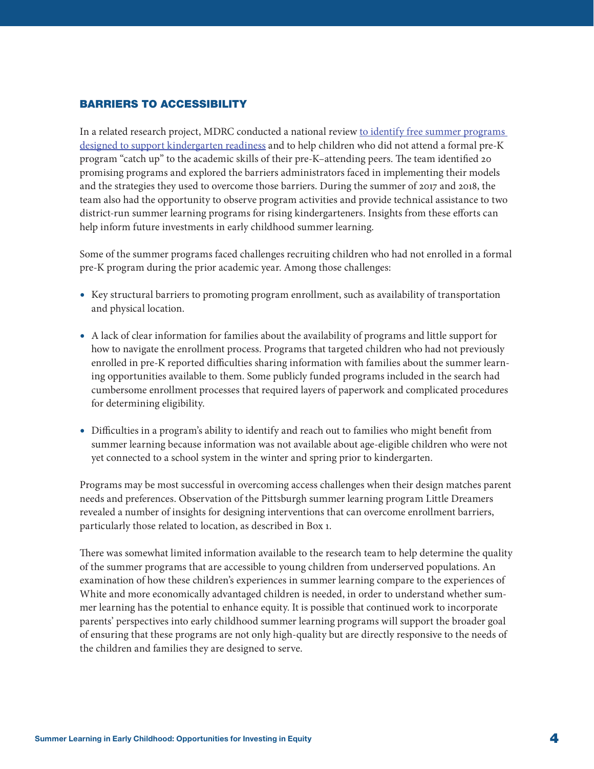## BARRIERS TO ACCESSIBILITY

In a related research project, MDRC conducted a national review [to identify free summer programs designed to support kindergarten readiness]() and to help children who did not attend a formal pre-K program "catch up" to the academic skills of their pre-K–attending peers. The team identified 20 promising programs and explored the barriers administrators faced in implementing their models and the strategies they used to overcome those barriers. During the summer of 2017 and 2018, the team also had the opportunity to observe program activities and provide technical assistance to two district-run summer learning programs for rising kindergarteners. Insights from these efforts can help inform future investments in early childhood summer learning.

Some of the summer programs faced challenges recruiting children who had not enrolled in a formal pre-K program during the prior academic year. Among those challenges:

- Key structural barriers to promoting program enrollment, such as availability of transportation and physical location.
- A lack of clear information for families about the availability of programs and little support for how to navigate the enrollment process. Programs that targeted children who had not previously enrolled in pre-K reported difficulties sharing information with families about the summer learning opportunities available to them. Some publicly funded programs included in the search had cumbersome enrollment processes that required layers of paperwork and complicated procedures for determining eligibility.
- Difficulties in a program's ability to identify and reach out to families who might benefit from summer learning because information was not available about age-eligible children who were not yet connected to a school system in the winter and spring prior to kindergarten.

Programs may be most successful in overcoming access challenges when their design matches parent needs and preferences. Observation of the Pittsburgh summer learning program Little Dreamers revealed a number of insights for designing interventions that can overcome enrollment barriers, particularly those related to location, as described in Box 1.

There was somewhat limited information available to the research team to help determine the quality of the summer programs that are accessible to young children from underserved populations. An examination of how these children's experiences in summer learning compare to the experiences of White and more economically advantaged children is needed, in order to understand whether summer learning has the potential to enhance equity. It is possible that continued work to incorporate parents' perspectives into early childhood summer learning programs will support the broader goal of ensuring that these programs are not only high-quality but are directly responsive to the needs of the children and families they are designed to serve.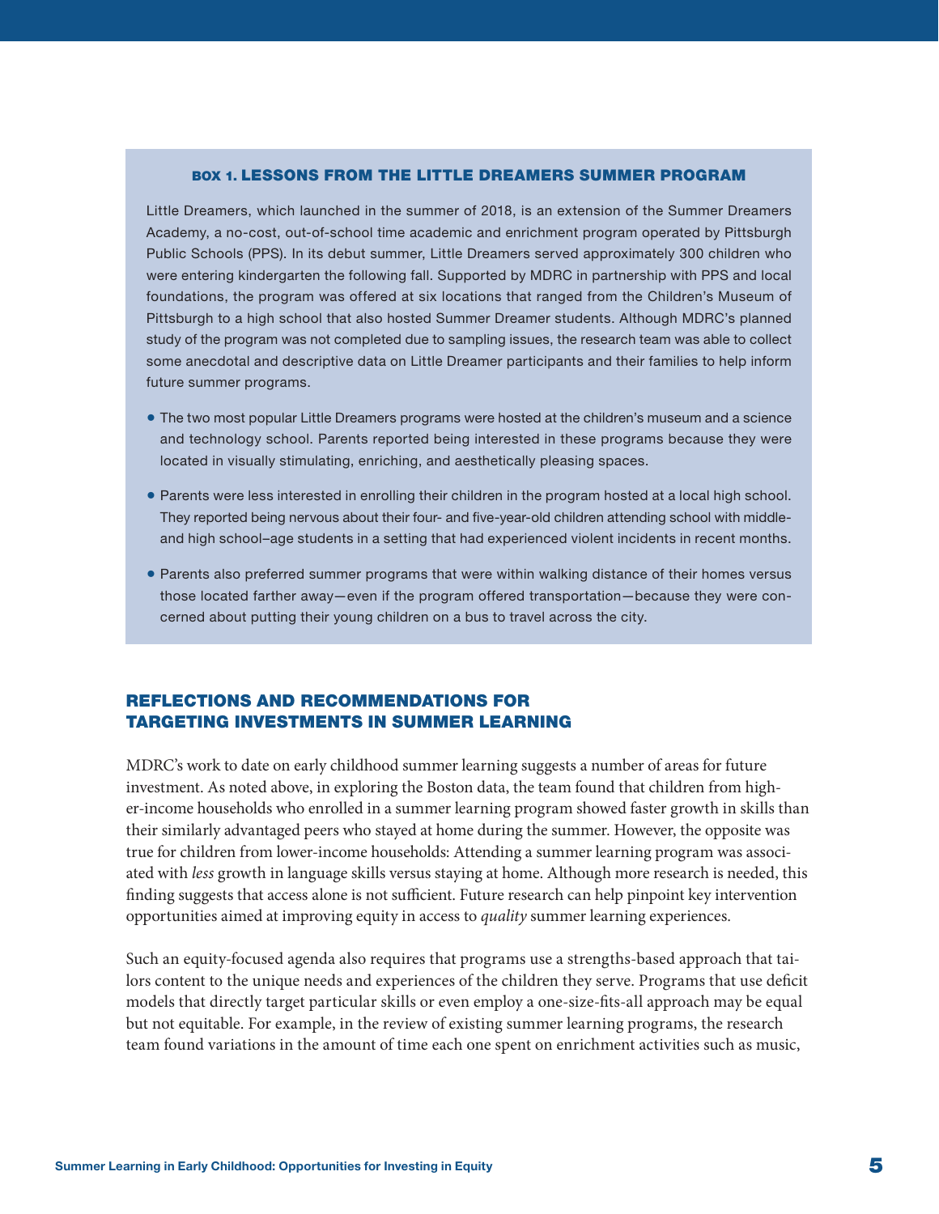### BOX 1. LESSONS FROM THE LITTLE DREAMERS SUMMER PROGRAM

Little Dreamers, which launched in the summer of 2018, is an extension of the Summer Dreamers Academy, a no-cost, out-of-school time academic and enrichment program operated by Pittsburgh Public Schools (PPS). In its debut summer, Little Dreamers served approximately 300 children who were entering kindergarten the following fall. Supported by MDRC in partnership with PPS and local foundations, the program was offered at six locations that ranged from the Children's Museum of Pittsburgh to a high school that also hosted Summer Dreamer students. Although MDRC's planned study of the program was not completed due to sampling issues, the research team was able to collect some anecdotal and descriptive data on Little Dreamer participants and their families to help inform future summer programs.

- The two most popular Little Dreamers programs were hosted at the children's museum and a science and technology school. Parents reported being interested in these programs because they were located in visually stimulating, enriching, and aesthetically pleasing spaces.
- Parents were less interested in enrolling their children in the program hosted at a local high school. They reported being nervous about their four- and five-year-old children attending school with middle- and high school–age students in a setting that had experienced violent incidents in recent months.
- Parents also preferred summer programs that were within walking distance of their homes versus those located farther away—even if the program offered transportation—because they were concerned about putting their young children on a bus to travel across the city.

## REFLECTIONS AND RECOMMENDATIONS FOR TARGETING INVESTMENTS IN SUMMER LEARNING

MDRC's work to date on early childhood summer learning suggests a number of areas for future investment. As noted above, in exploring the Boston data, the team found that children from higher-income households who enrolled in a summer learning program showed faster growth in skills than their similarly advantaged peers who stayed at home during the summer. However, the opposite was true for children from lower-income households: Attending a summer learning program was associated with *less* growth in language skills versus staying at home. Although more research is needed, this finding suggests that access alone is not sufficient. Future research can help pinpoint key intervention opportunities aimed at improving equity in access to *quality* summer learning experiences.

Such an equity-focused agenda also requires that programs use a strengths-based approach that tailors content to the unique needs and experiences of the children they serve. Programs that use deficit models that directly target particular skills or even employ a one-size-fits-all approach may be equal but not equitable. For example, in the review of existing summer learning programs, the research team found variations in the amount of time each one spent on enrichment activities such as music,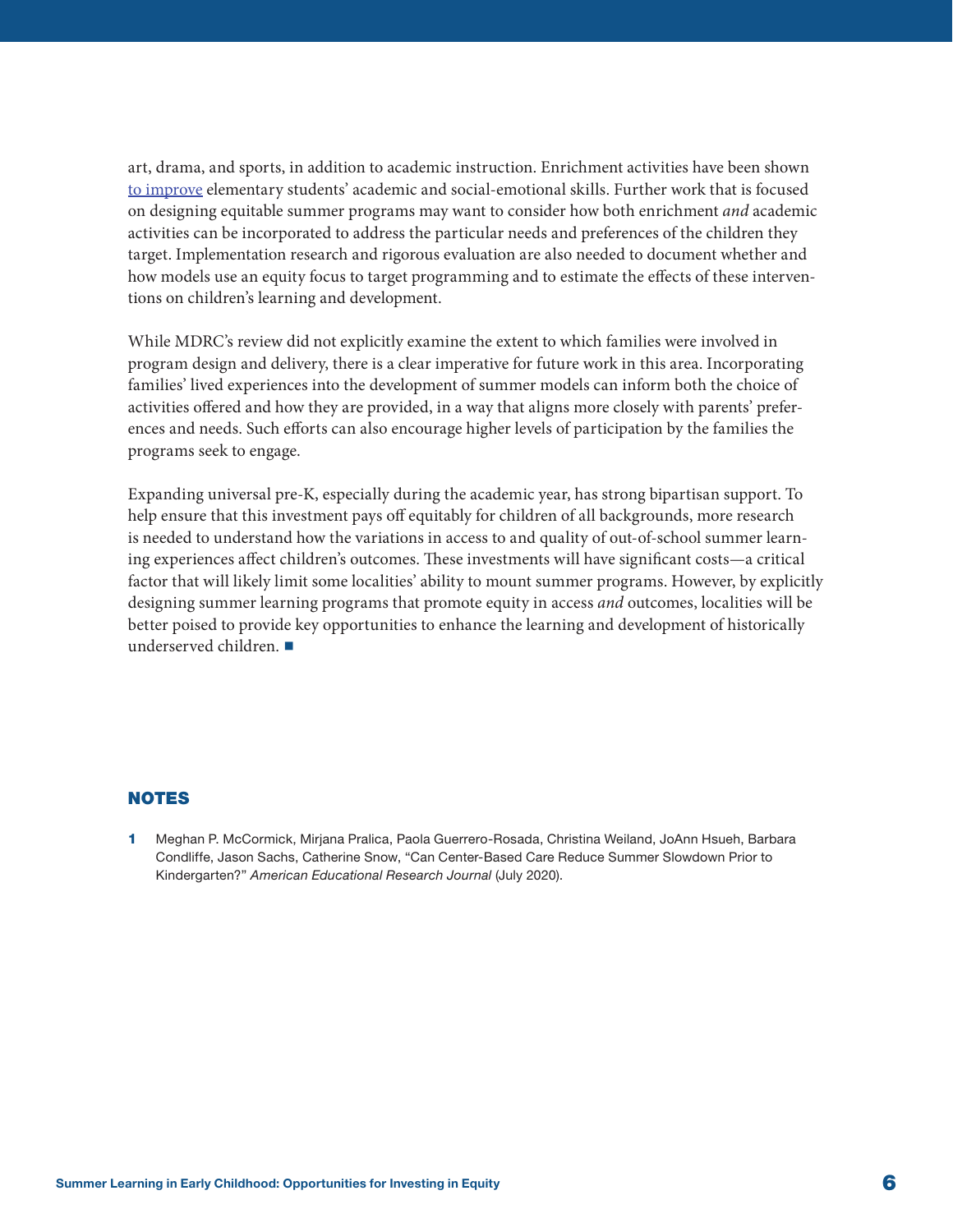art, drama, and sports, in addition to academic instruction. Enrichment activities have been shown to improve elementary students' academic and social-emotional skills. Further work that is focused on designing equitable summer programs may want to consider how both enrichment *and* academic activities can be incorporated to address the particular needs and preferences of the children they target. Implementation research and rigorous evaluation are also needed to document whether and how models use an equity focus to target programming and to estimate the effects of these interventions on children's learning and development.

While MDRC's review did not explicitly examine the extent to which families were involved in program design and delivery, there is a clear imperative for future work in this area. Incorporating families' lived experiences into the development of summer models can inform both the choice of activities offered and how they are provided, in a way that aligns more closely with parents' preferences and needs. Such efforts can also encourage higher levels of participation by the families the programs seek to engage.

Expanding universal pre-K, especially during the academic year, has strong bipartisan support. To help ensure that this investment pays off equitably for children of all backgrounds, more research is needed to understand how the variations in access to and quality of out-of-school summer learning experiences affect children's outcomes. These investments will have significant costs—a critical factor that will likely limit some localities' ability to mount summer programs. However, by explicitly designing summer learning programs that promote equity in access *and* outcomes, localities will be better poised to provide key opportunities to enhance the learning and development of historically underserved children. ■

## NOTES

1. Meghan P. McCormick, Mirjana Pralica, Paola Guerrero-Rosada, Christina Weiland, JoAnn Hsueh, Barbara Condliffe, Jason Sachs, Catherine Snow, "Can Center-Based Care Reduce Summer Slowdown Prior to Kindergarten?" *American Educational Research Journal* (July 2020).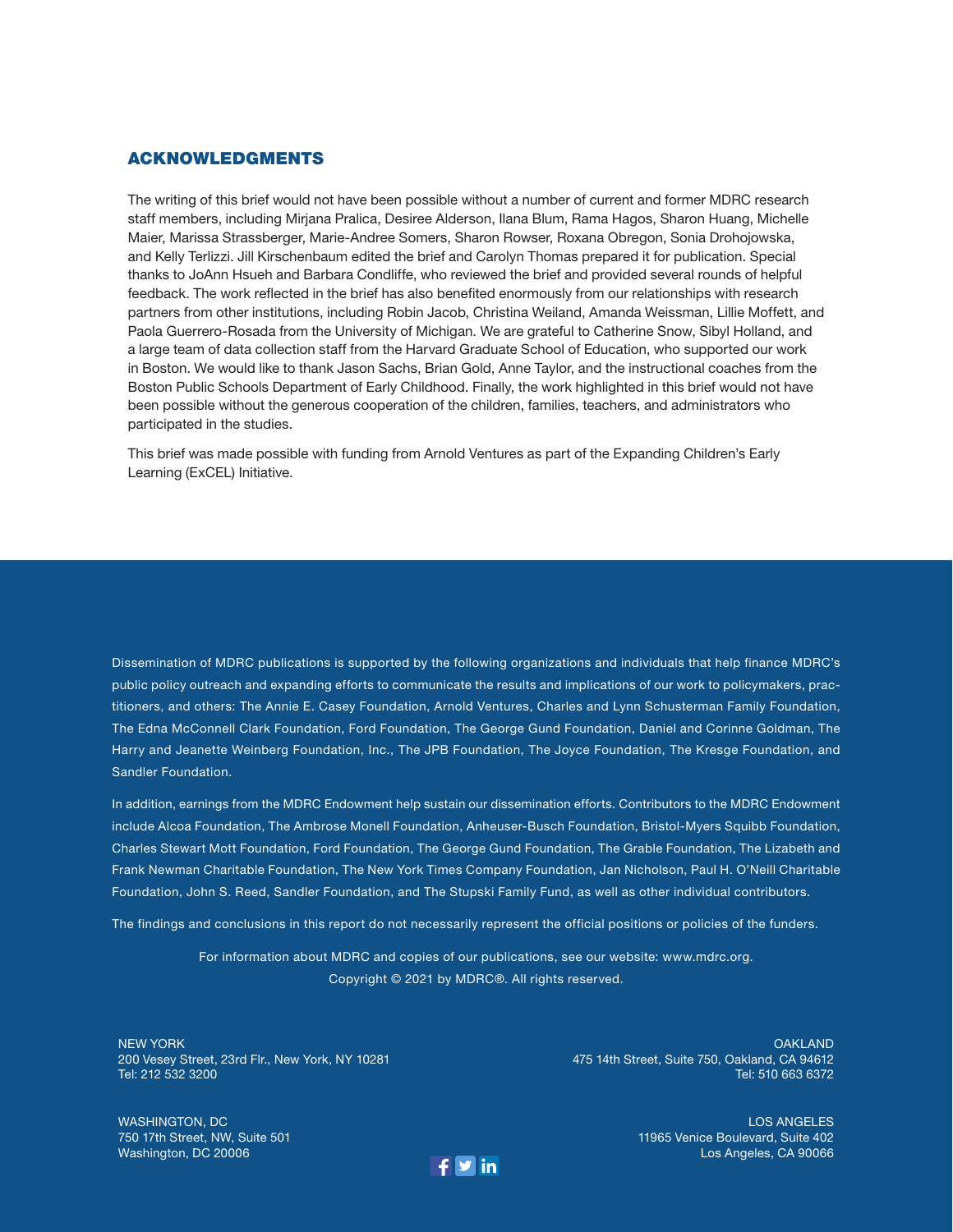## ACKNOWLEDGMENTS

The writing of this brief would not have been possible without a number of current and former MDRC research staff members, including Mirjana Pralica, Desiree Alderson, Ilana Blum, Rama Hagos, Sharon Huang, Michelle Maier, Marissa Strassberger, Marie-Andree Somers, Sharon Rowser, Roxana Obregon, Sonia Drohojowska, and Kelly Terlizzi. Jill Kirschenbaum edited the brief and Carolyn Thomas prepared it for publication. Special thanks to JoAnn Hsueh and Barbara Condliffe, who reviewed the brief and provided several rounds of helpful feedback. The work reflected in the brief has also benefited enormously from our relationships with research partners from other institutions, including Robin Jacob, Christina Weiland, Amanda Weissman, Lillie Moffett, and Paola Guerrero-Rosada from the University of Michigan. We are grateful to Catherine Snow, Sibyl Holland, and a large team of data collection staff from the Harvard Graduate School of Education, who supported our work in Boston. We would like to thank Jason Sachs, Brian Gold, Anne Taylor, and the instructional coaches from the Boston Public Schools Department of Early Childhood. Finally, the work highlighted in this brief would not have been possible without the generous cooperation of the children, families, teachers, and administrators who participated in the studies.

This brief was made possible with funding from Arnold Ventures as part of the Expanding Children's Early Learning (ExCEL) Initiative.

Dissemination of MDRC publications is supported by the following organizations and individuals that help finance MDRC's public policy outreach and expanding efforts to communicate the results and implications of our work to policymakers, practitioners, and others: The Annie E. Casey Foundation, Arnold Ventures, Charles and Lynn Schusterman Family Foundation, The Edna McConnell Clark Foundation, Ford Foundation, The George Gund Foundation, Daniel and Corinne Goldman, The Harry and Jeanette Weinberg Foundation, Inc., The JPB Foundation, The Joyce Foundation, The Kresge Foundation, and Sandler Foundation.

In addition, earnings from the MDRC Endowment help sustain our dissemination efforts. Contributors to the MDRC Endowment include Alcoa Foundation, The Ambrose Monell Foundation, Anheuser-Busch Foundation, Bristol-Myers Squibb Foundation, Charles Stewart Mott Foundation, Ford Foundation, The George Gund Foundation, The Grable Foundation, The Lizabeth and Frank Newman Charitable Foundation, The New York Times Company Foundation, Jan Nicholson, Paul H. O'Neill Charitable Foundation, John S. Reed, Sandler Foundation, and The Stupski Family Fund, as well as other individual contributors.

The findings and conclusions in this report do not necessarily represent the official positions or policies of the funders.

For information about MDRC and copies of our publications, see our website: www.mdrc.org.
Copyright © 2021 by MDRC®. All rights reserved.

NEW YORK
200 Vesey Street, 23rd Flr., New York, NY 10281
Tel: 212 532 3200

OAKLAND
475 14th Street, Suite 750, Oakland, CA 94612
Tel: 510 663 6372

WASHINGTON, DC
750 17th Street, NW, Suite 501
Washington, DC 20006

LOS ANGELES
11965 Venice Boulevard, Suite 402
Los Angeles, CA 90066